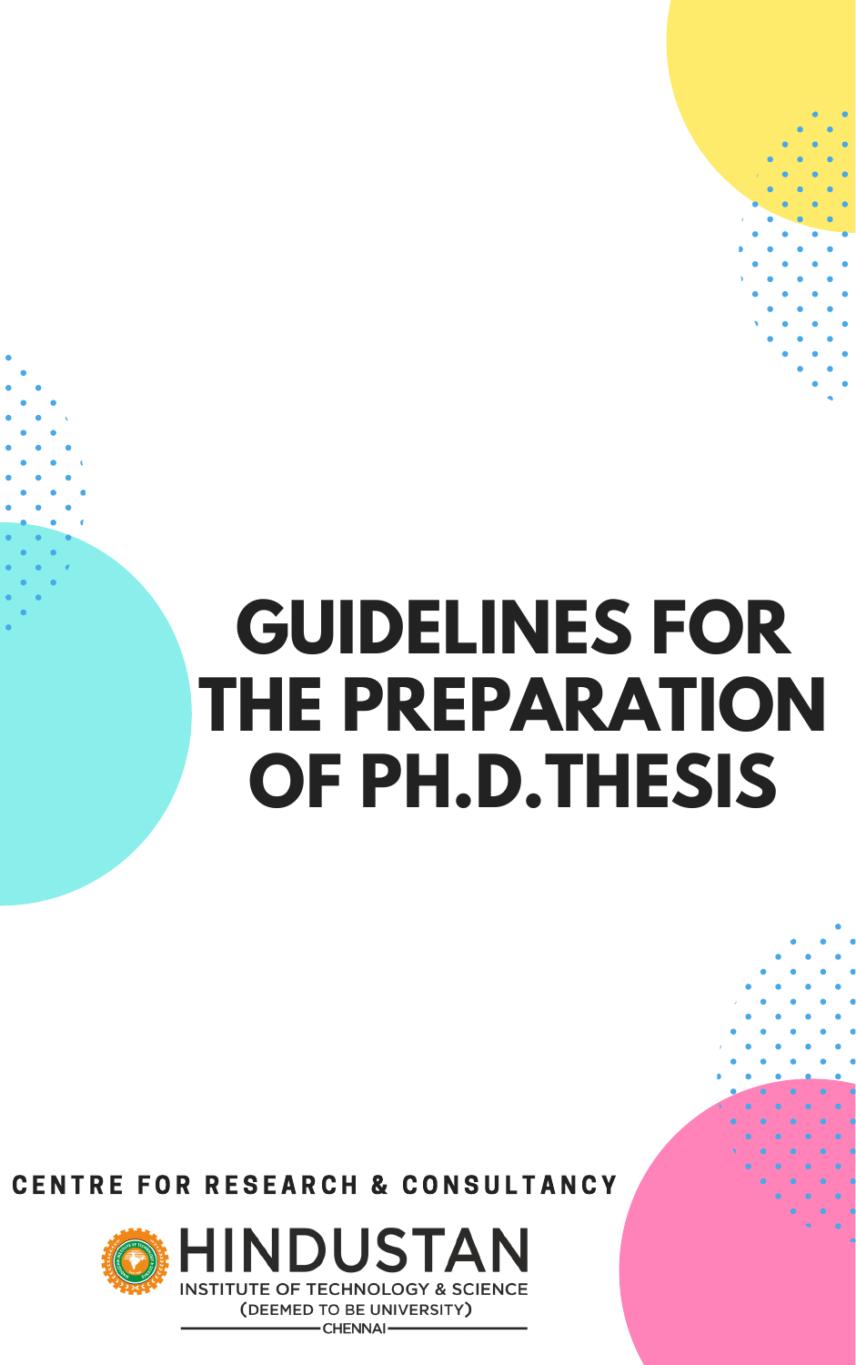# GUIDELINES FOR THE PREPARATION OF PH.D.THESIS

CENTRE FOR RESEARCH & CONSULTANCY

HINDUSTAN

INSTITUTE OF TECHNOLOGY & SCIENCE

(DEEMED TO BE UNIVERSITY)

CHENNAI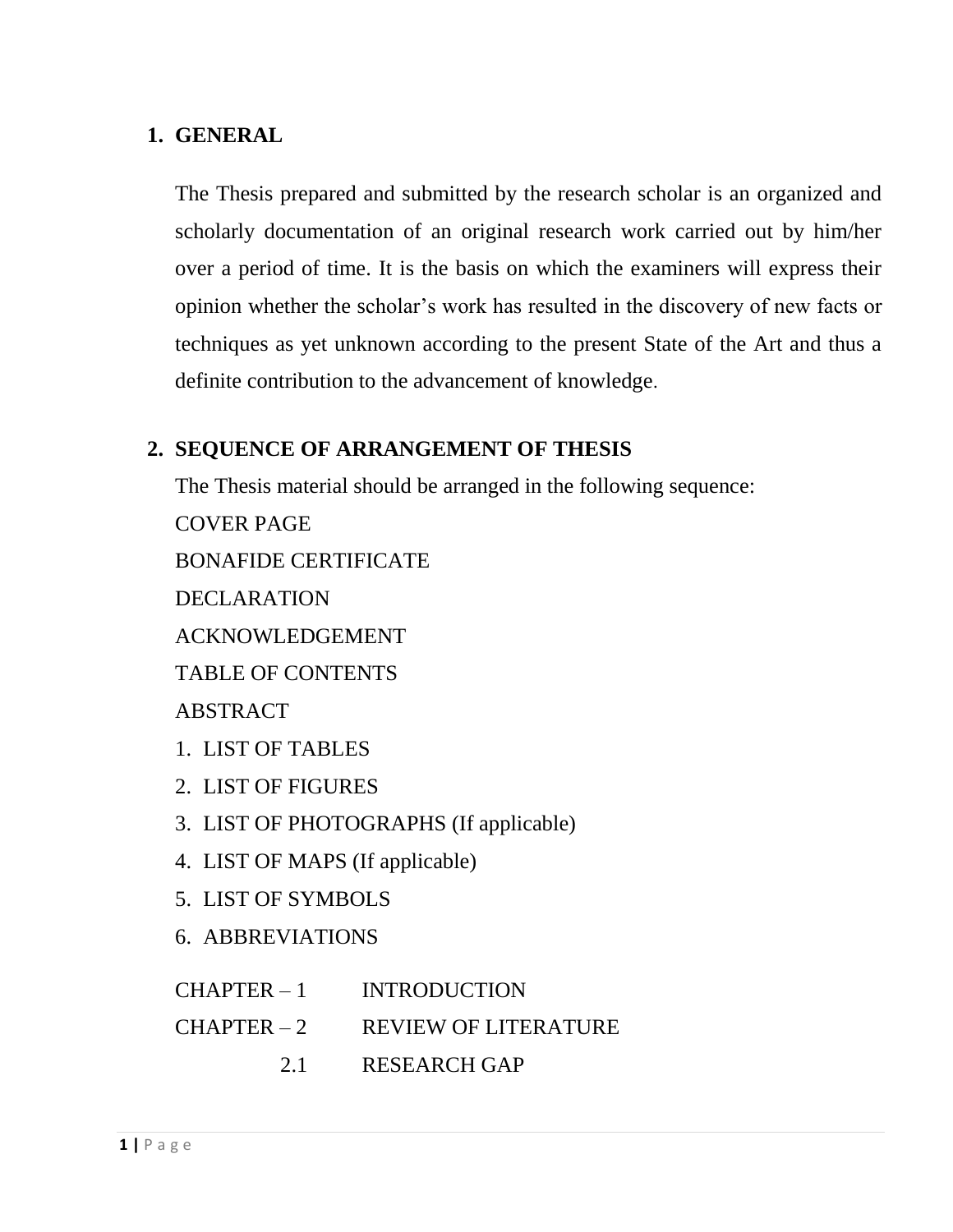## 1. GENERAL

The Thesis prepared and submitted by the research scholar is an organized and scholarly documentation of an original research work carried out by him/her over a period of time. It is the basis on which the examiners will express their opinion whether the scholar's work has resulted in the discovery of new facts or techniques as yet unknown according to the present State of the Art and thus a definite contribution to the advancement of knowledge.

## 2. SEQUENCE OF ARRANGEMENT OF THESIS

The Thesis material should be arranged in the following sequence:

COVER PAGE

BONAFIDE CERTIFICATE

DECLARATION

ACKNOWLEDGEMENT

TABLE OF CONTENTS

ABSTRACT

1. LIST OF TABLES
2. LIST OF FIGURES
3. LIST OF PHOTOGRAPHS (If applicable)
4. LIST OF MAPS (If applicable)
5. LIST OF SYMBOLS
6. ABBREVIATIONS

CHAPTER – 1 INTRODUCTION

CHAPTER – 2 REVIEW OF LITERATURE

2.1 RESEARCH GAP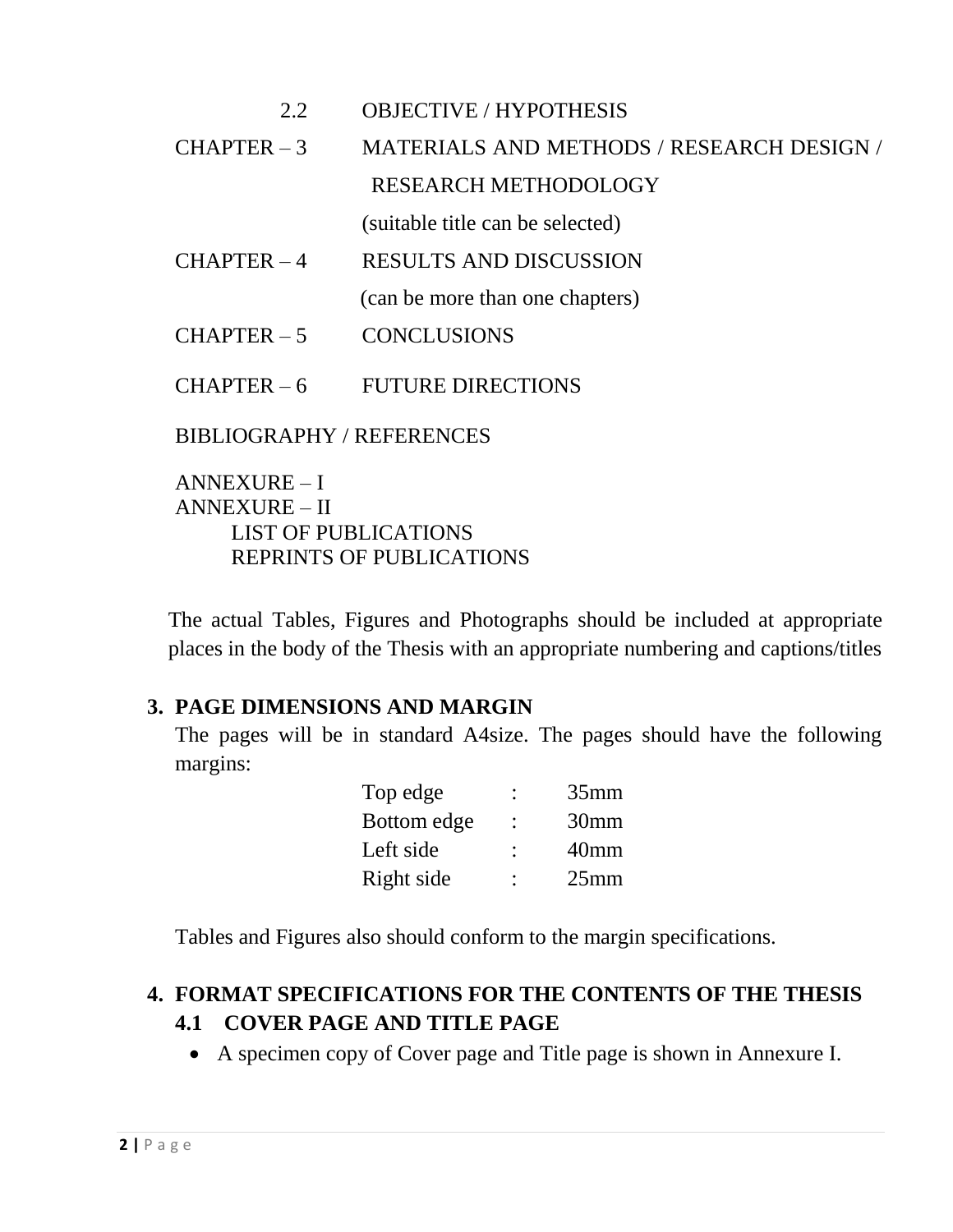2.2 OBJECTIVE / HYPOTHESIS

CHAPTER – 3 MATERIALS AND METHODS / RESEARCH DESIGN / RESEARCH METHODOLOGY
(suitable title can be selected)

CHAPTER – 4 RESULTS AND DISCUSSION
(can be more than one chapters)

CHAPTER – 5 CONCLUSIONS

CHAPTER – 6 FUTURE DIRECTIONS

BIBLIOGRAPHY / REFERENCES

ANNEXURE – I
ANNEXURE – II
LIST OF PUBLICATIONS
REPRINTS OF PUBLICATIONS

The actual Tables, Figures and Photographs should be included at appropriate places in the body of the Thesis with an appropriate numbering and captions/titles

## 3. PAGE DIMENSIONS AND MARGIN

The pages will be in standard A4size. The pages should have the following margins:

| | | |
|---|---|---|
| Top edge | : | 35mm |
| Bottom edge | : | 30mm |
| Left side | : | 40mm |
| Right side | : | 25mm |

Tables and Figures also should conform to the margin specifications.

## 4. FORMAT SPECIFICATIONS FOR THE CONTENTS OF THE THESIS

### 4.1 COVER PAGE AND TITLE PAGE

- A specimen copy of Cover page and Title page is shown in Annexure I.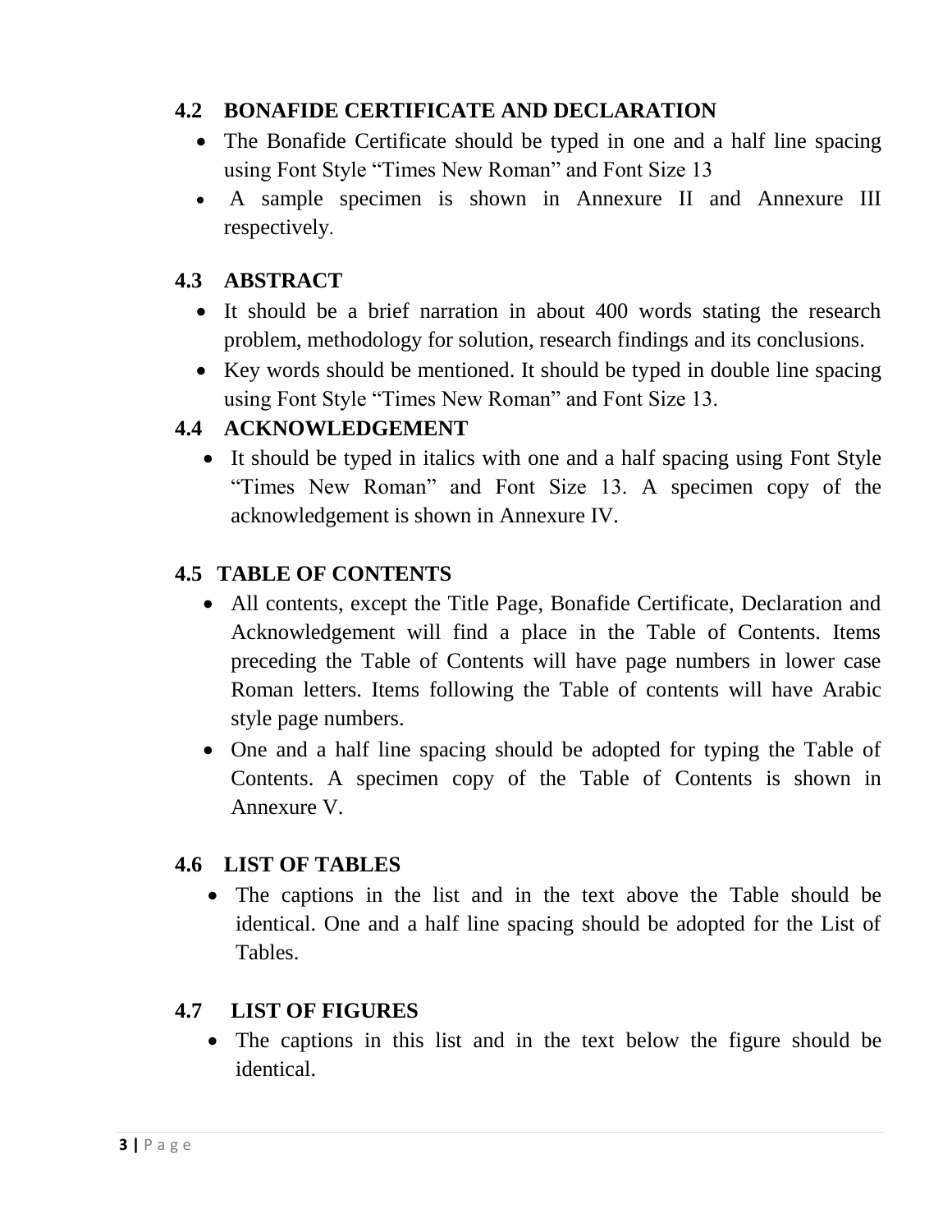### 4.2 BONAFIDE CERTIFICATE AND DECLARATION

- The Bonafide Certificate should be typed in one and a half line spacing using Font Style "Times New Roman" and Font Size 13
- A sample specimen is shown in Annexure II and Annexure III respectively.

### 4.3 ABSTRACT

- It should be a brief narration in about 400 words stating the research problem, methodology for solution, research findings and its conclusions.
- Key words should be mentioned. It should be typed in double line spacing using Font Style "Times New Roman" and Font Size 13.

### 4.4 ACKNOWLEDGEMENT

- It should be typed in italics with one and a half spacing using Font Style "Times New Roman" and Font Size 13. A specimen copy of the acknowledgement is shown in Annexure IV.

### 4.5 TABLE OF CONTENTS

- All contents, except the Title Page, Bonafide Certificate, Declaration and Acknowledgement will find a place in the Table of Contents. Items preceding the Table of Contents will have page numbers in lower case Roman letters. Items following the Table of contents will have Arabic style page numbers.
- One and a half line spacing should be adopted for typing the Table of Contents. A specimen copy of the Table of Contents is shown in Annexure V.

### 4.6 LIST OF TABLES

- The captions in the list and in the text above the Table should be identical. One and a half line spacing should be adopted for the List of Tables.

### 4.7 LIST OF FIGURES

- The captions in this list and in the text below the figure should be identical.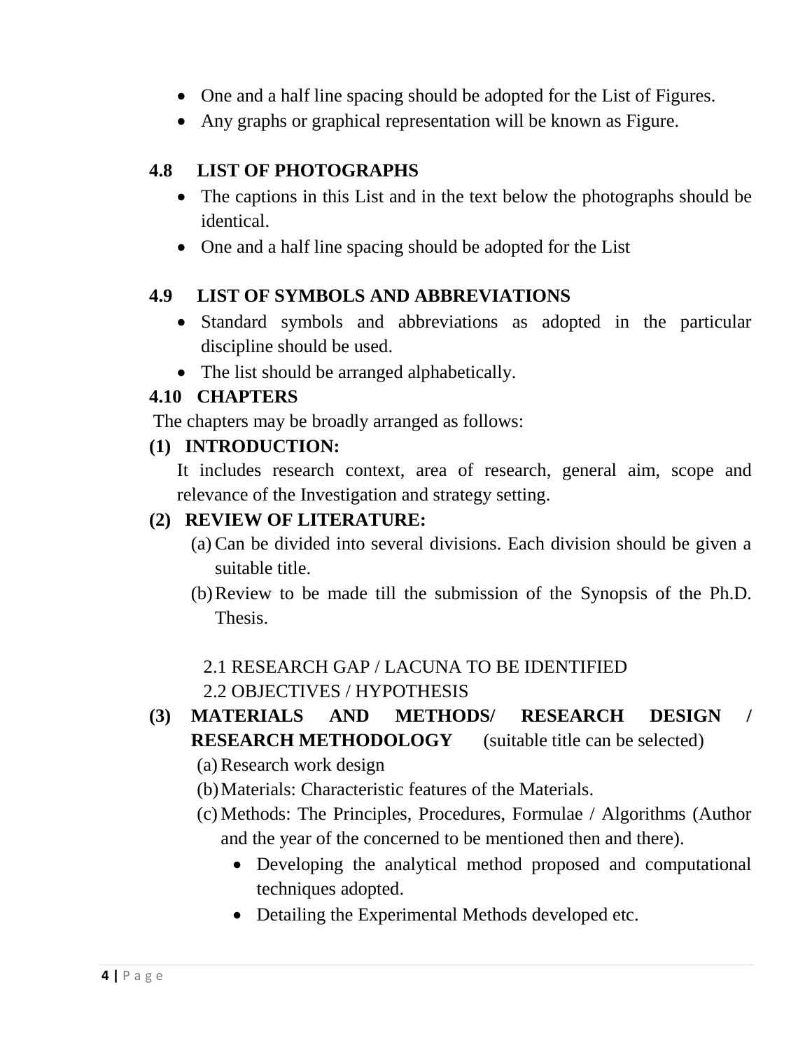- One and a half line spacing should be adopted for the List of Figures.
- Any graphs or graphical representation will be known as Figure.

## 4.8 LIST OF PHOTOGRAPHS

- The captions in this List and in the text below the photographs should be identical.
- One and a half line spacing should be adopted for the List

## 4.9 LIST OF SYMBOLS AND ABBREVIATIONS

- Standard symbols and abbreviations as adopted in the particular discipline should be used.
- The list should be arranged alphabetically.

## 4.10 CHAPTERS

The chapters may be broadly arranged as follows:

**(1) INTRODUCTION:**

It includes research context, area of research, general aim, scope and relevance of the Investigation and strategy setting.

**(2) REVIEW OF LITERATURE:**

(a) Can be divided into several divisions. Each division should be given a suitable title.

(b) Review to be made till the submission of the Synopsis of the Ph.D. Thesis.

2.1 RESEARCH GAP / LACUNA TO BE IDENTIFIED

2.2 OBJECTIVES / HYPOTHESIS

**(3) MATERIALS AND METHODS/ RESEARCH DESIGN / RESEARCH METHODOLOGY** (suitable title can be selected)

(a) Research work design

(b) Materials: Characteristic features of the Materials.

(c) Methods: The Principles, Procedures, Formulae / Algorithms (Author and the year of the concerned to be mentioned then and there).

- Developing the analytical method proposed and computational techniques adopted.
- Detailing the Experimental Methods developed etc.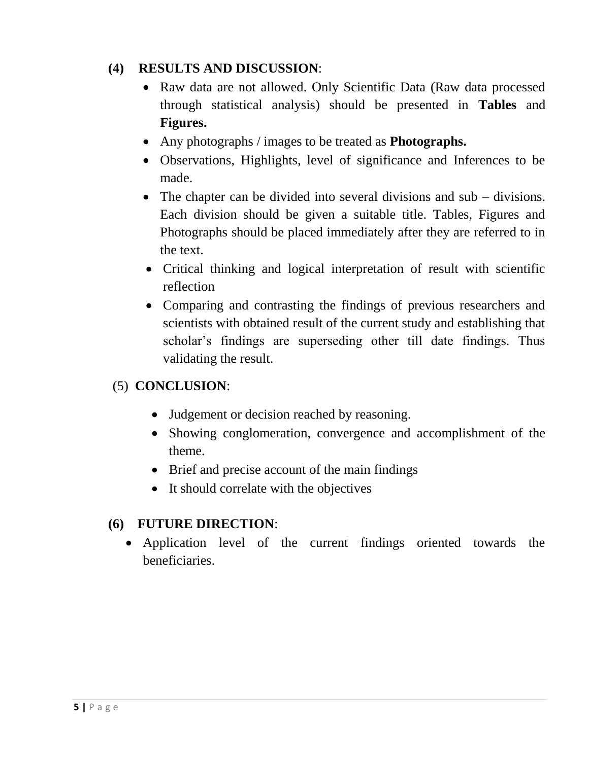**(4) RESULTS AND DISCUSSION**:

- Raw data are not allowed. Only Scientific Data (Raw data processed through statistical analysis) should be presented in **Tables** and **Figures.**
- Any photographs / images to be treated as **Photographs.**
- Observations, Highlights, level of significance and Inferences to be made.
- The chapter can be divided into several divisions and sub – divisions. Each division should be given a suitable title. Tables, Figures and Photographs should be placed immediately after they are referred to in the text.
- Critical thinking and logical interpretation of result with scientific reflection
- Comparing and contrasting the findings of previous researchers and scientists with obtained result of the current study and establishing that scholar's findings are superseding other till date findings. Thus validating the result.

(5) **CONCLUSION**:

- Judgement or decision reached by reasoning.
- Showing conglomeration, convergence and accomplishment of the theme.
- Brief and precise account of the main findings
- It should correlate with the objectives

**(6) FUTURE DIRECTION**:

- Application level of the current findings oriented towards the beneficiaries.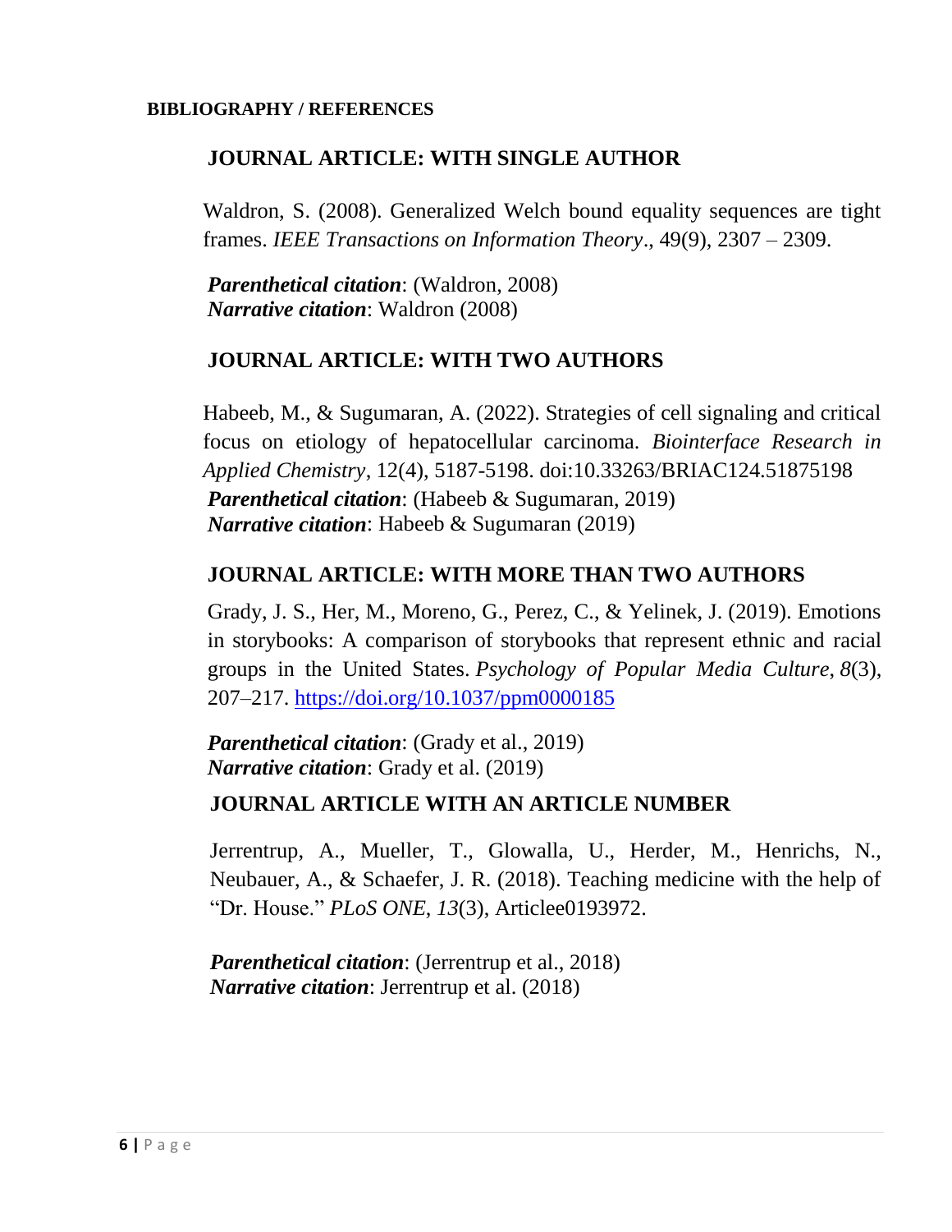**BIBLIOGRAPHY / REFERENCES**

## JOURNAL ARTICLE: WITH SINGLE AUTHOR

Waldron, S. (2008). Generalized Welch bound equality sequences are tight frames. *IEEE Transactions on Information Theory*., 49(9), 2307 – 2309.

***Parenthetical citation***: (Waldron, 2008)
***Narrative citation***: Waldron (2008)

## JOURNAL ARTICLE: WITH TWO AUTHORS

Habeeb, M., & Sugumaran, A. (2022). Strategies of cell signaling and critical focus on etiology of hepatocellular carcinoma. *Biointerface Research in Applied Chemistry*, 12(4), 5187-5198. doi:10.33263/BRIAC124.51875198
***Parenthetical citation***: (Habeeb & Sugumaran, 2019)
***Narrative citation***: Habeeb & Sugumaran (2019)

## JOURNAL ARTICLE: WITH MORE THAN TWO AUTHORS

Grady, J. S., Her, M., Moreno, G., Perez, C., & Yelinek, J. (2019). Emotions in storybooks: A comparison of storybooks that represent ethnic and racial groups in the United States. *Psychology of Popular Media Culture*, *8*(3), 207–217. https://doi.org/10.1037/ppm0000185

***Parenthetical citation***: (Grady et al., 2019)
***Narrative citation***: Grady et al. (2019)

## JOURNAL ARTICLE WITH AN ARTICLE NUMBER

Jerrentrup, A., Mueller, T., Glowalla, U., Herder, M., Henrichs, N., Neubauer, A., & Schaefer, J. R. (2018). Teaching medicine with the help of "Dr. House." *PLoS ONE*, *13*(3), Articlee0193972.

***Parenthetical citation***: (Jerrentrup et al., 2018)
***Narrative citation***: Jerrentrup et al. (2018)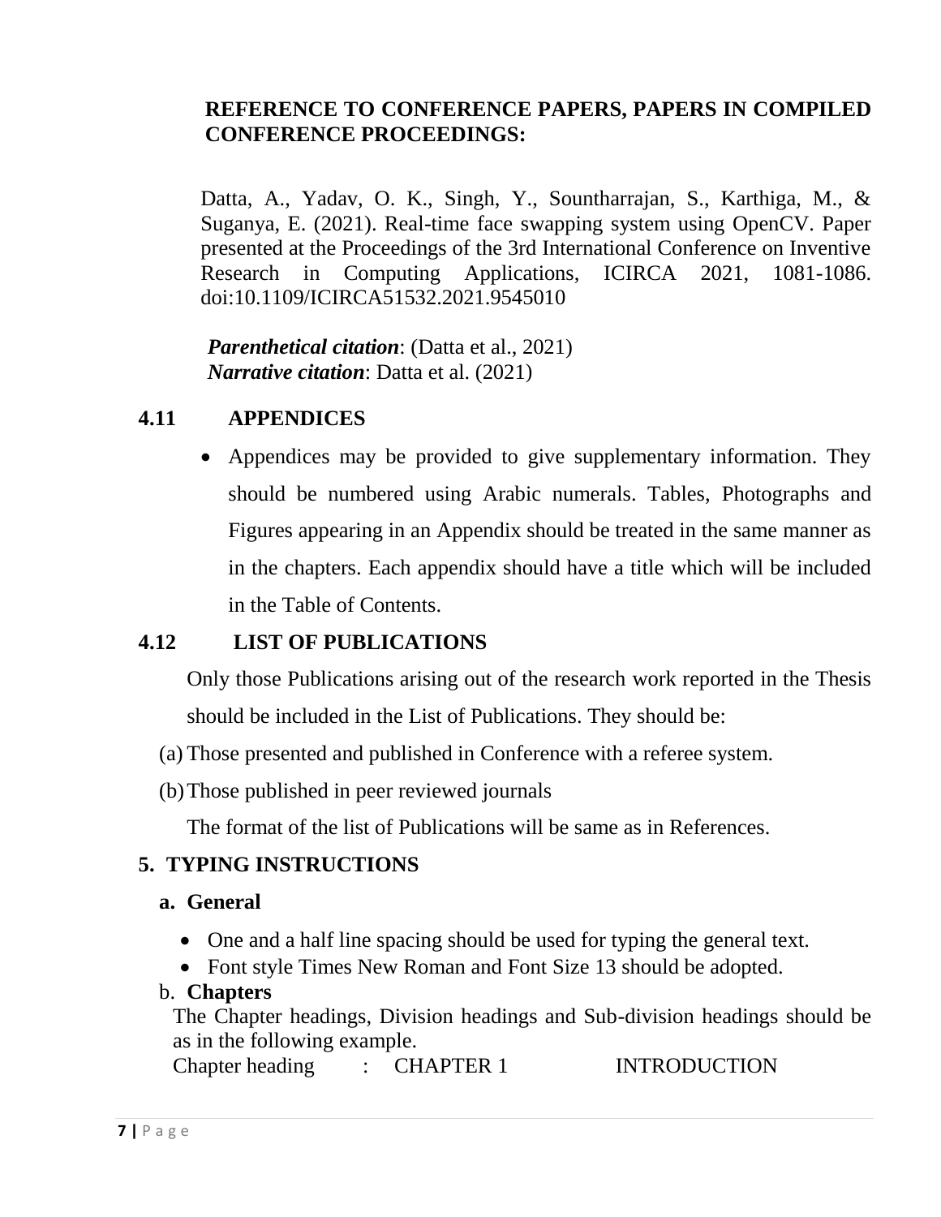**REFERENCE TO CONFERENCE PAPERS, PAPERS IN COMPILED CONFERENCE PROCEEDINGS:**

Datta, A., Yadav, O. K., Singh, Y., Sountharrajan, S., Karthiga, M., & Suganya, E. (2021). Real-time face swapping system using OpenCV. Paper presented at the Proceedings of the 3rd International Conference on Inventive Research in Computing Applications, ICIRCA 2021, 1081-1086. doi:10.1109/ICIRCA51532.2021.9545010

***Parenthetical citation***: (Datta et al., 2021)
***Narrative citation***: Datta et al. (2021)

## 4.11 APPENDICES

- Appendices may be provided to give supplementary information. They should be numbered using Arabic numerals. Tables, Photographs and Figures appearing in an Appendix should be treated in the same manner as in the chapters. Each appendix should have a title which will be included in the Table of Contents.

## 4.12 LIST OF PUBLICATIONS

Only those Publications arising out of the research work reported in the Thesis should be included in the List of Publications. They should be:

(a) Those presented and published in Conference with a referee system.

(b) Those published in peer reviewed journals

The format of the list of Publications will be same as in References.

# 5. TYPING INSTRUCTIONS

## a. General

- One and a half line spacing should be used for typing the general text.
- Font style Times New Roman and Font Size 13 should be adopted.

## b. Chapters

The Chapter headings, Division headings and Sub-division headings should be as in the following example.

Chapter heading : CHAPTER 1 INTRODUCTION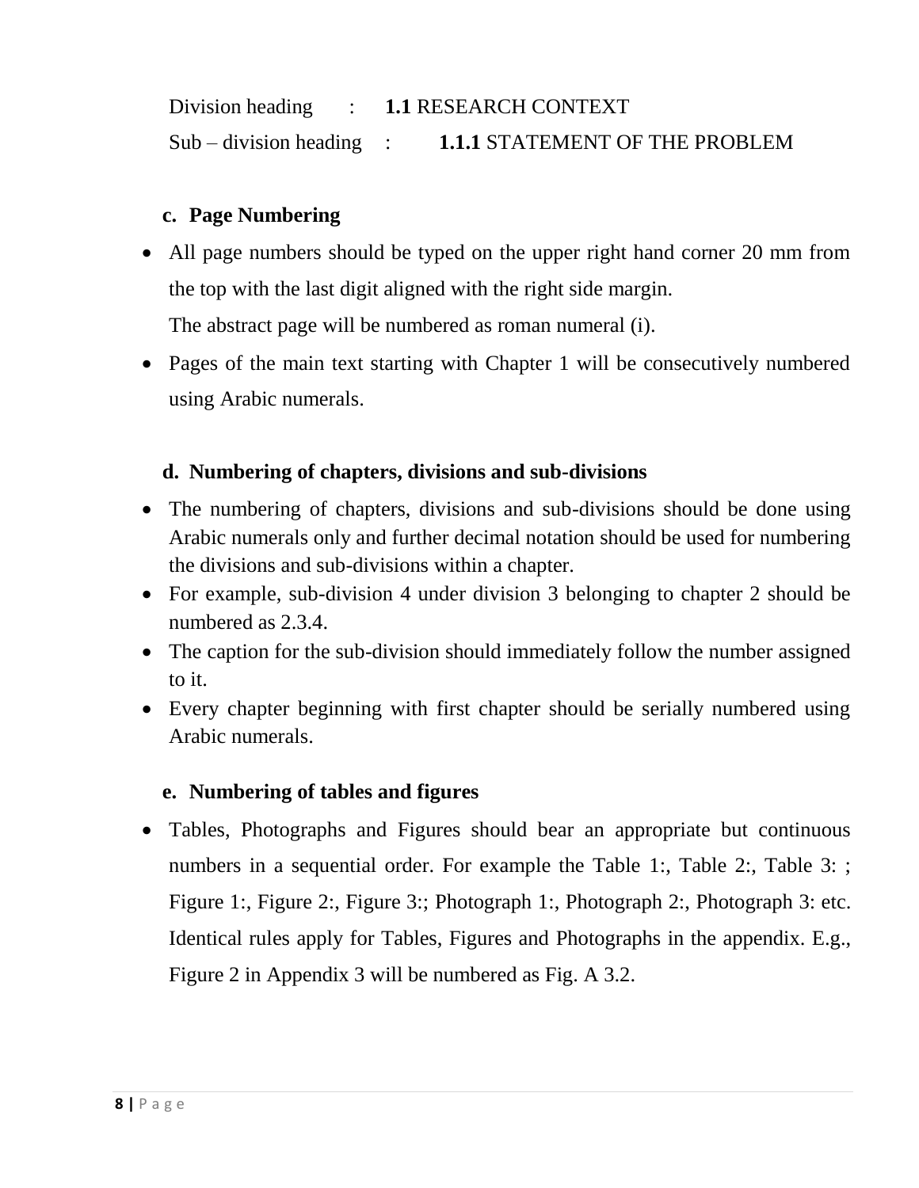Division heading : **1.1** RESEARCH CONTEXT

Sub – division heading : **1.1.1** STATEMENT OF THE PROBLEM

**c. Page Numbering**

- All page numbers should be typed on the upper right hand corner 20 mm from the top with the last digit aligned with the right side margin.
  The abstract page will be numbered as roman numeral (i).
- Pages of the main text starting with Chapter 1 will be consecutively numbered using Arabic numerals.

**d. Numbering of chapters, divisions and sub-divisions**

- The numbering of chapters, divisions and sub-divisions should be done using Arabic numerals only and further decimal notation should be used for numbering the divisions and sub-divisions within a chapter.
- For example, sub-division 4 under division 3 belonging to chapter 2 should be numbered as 2.3.4.
- The caption for the sub-division should immediately follow the number assigned to it.
- Every chapter beginning with first chapter should be serially numbered using Arabic numerals.

**e. Numbering of tables and figures**

- Tables, Photographs and Figures should bear an appropriate but continuous numbers in a sequential order. For example the Table 1:, Table 2:, Table 3: ; Figure 1:, Figure 2:, Figure 3:; Photograph 1:, Photograph 2:, Photograph 3: etc. Identical rules apply for Tables, Figures and Photographs in the appendix. E.g., Figure 2 in Appendix 3 will be numbered as Fig. A 3.2.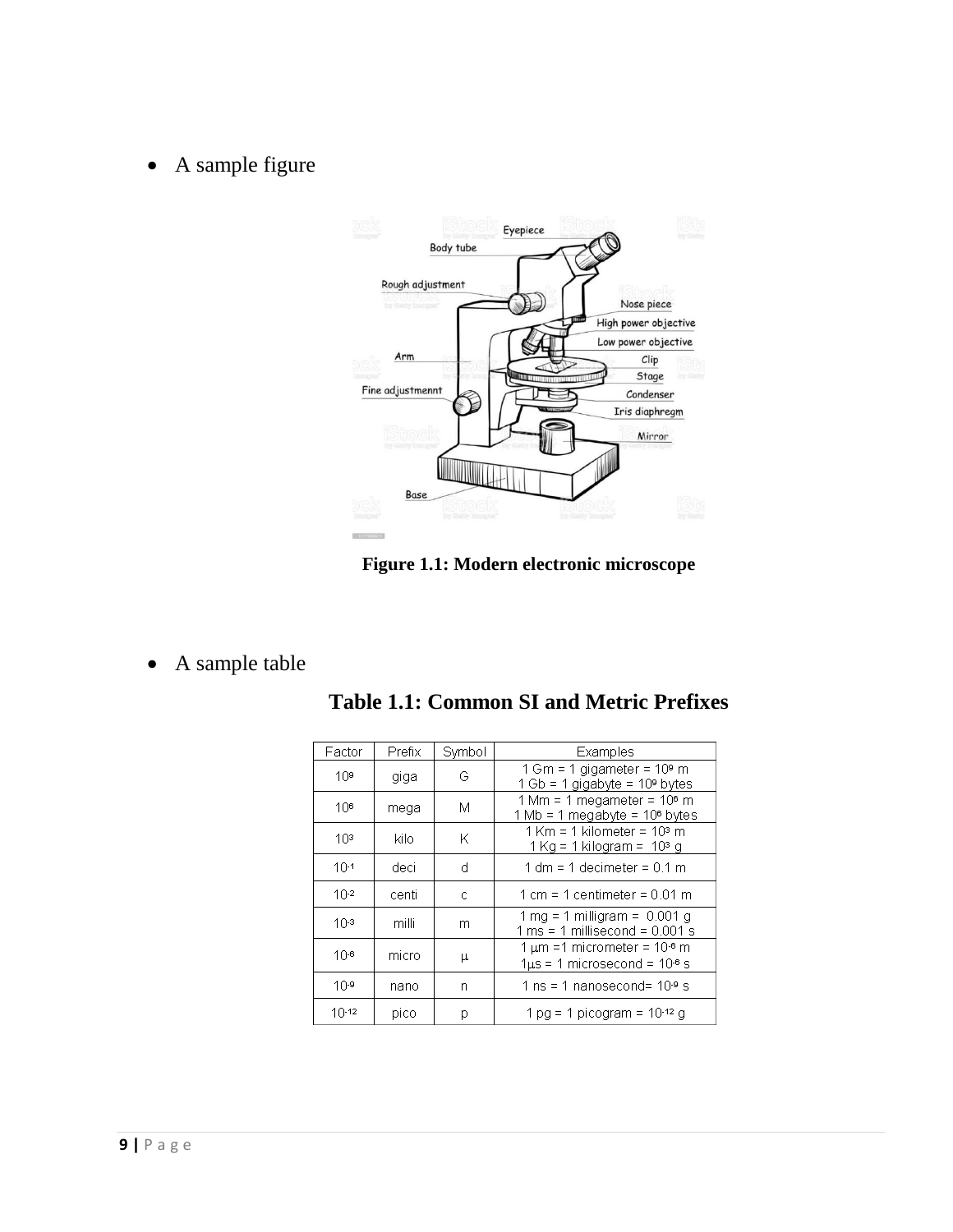- A sample figure

**Figure 1.1: Modern electronic microscope**

- A sample table

**Table 1.1: Common SI and Metric Prefixes**

| Factor | Prefix | Symbol | Examples |
|---|---|---|---|
| $10^9$ | giga | G | 1 Gm = 1 gigameter = $10^9$ m<br>1 Gb = 1 gigabyte = $10^9$ bytes |
| $10^6$ | mega | M | 1 Mm = 1 megameter = $10^6$ m<br>1 Mb = 1 megabyte = $10^6$ bytes |
| $10^3$ | kilo | K | 1 Km = 1 kilometer = $10^3$ m<br>1 Kg = 1 kilogram = $10^3$ g |
| $10^{-1}$ | deci | d | 1 dm = 1 decimeter = 0.1 m |
| $10^{-2}$ | centi | c | 1 cm = 1 centimeter = 0.01 m |
| $10^{-3}$ | milli | m | 1 mg = 1 milligram = 0.001 g<br>1 ms = 1 millisecond = 0.001 s |
| $10^{-6}$ | micro | µ | 1 µm =1 micrometer = $10^{-6}$ m<br>1µs = 1 microsecond = $10^{-6}$ s |
| $10^{-9}$ | nano | n | 1 ns = 1 nanosecond= $10^{-9}$ s |
| $10^{-12}$ | pico | p | 1 pg = 1 picogram = $10^{-12}$ g |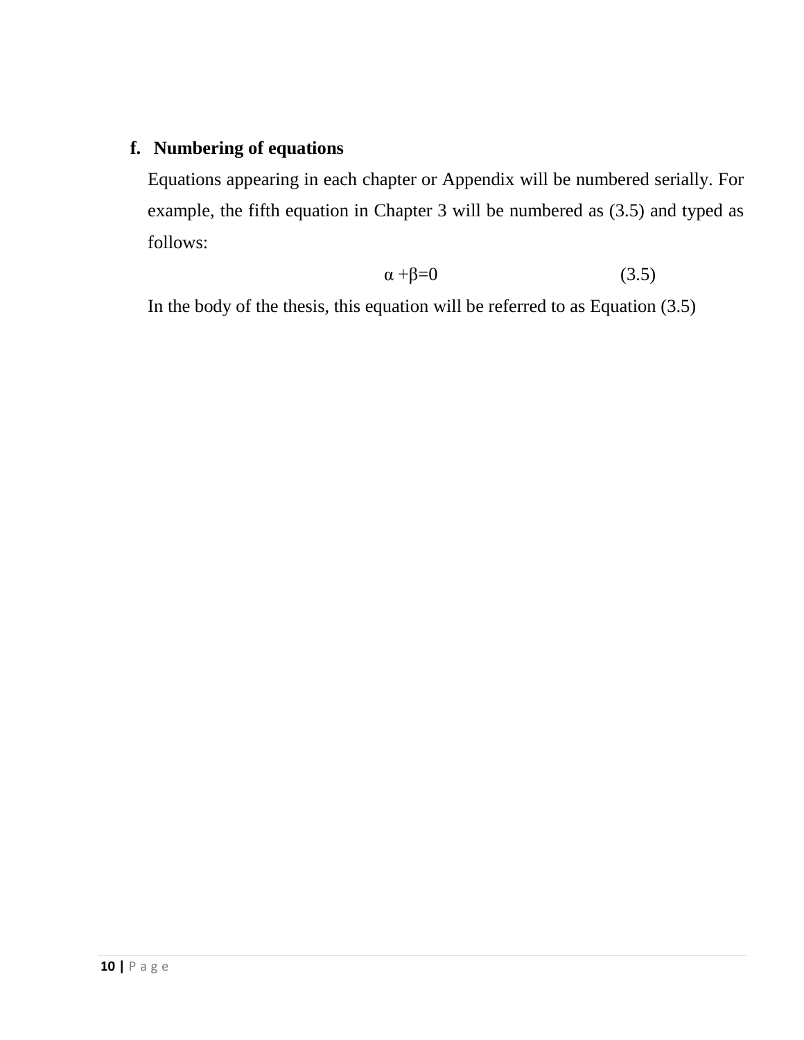**f. Numbering of equations**

Equations appearing in each chapter or Appendix will be numbered serially. For example, the fifth equation in Chapter 3 will be numbered as (3.5) and typed as follows:

$$\alpha + \beta = 0 \qquad (3.5)$$

In the body of the thesis, this equation will be referred to as Equation (3.5)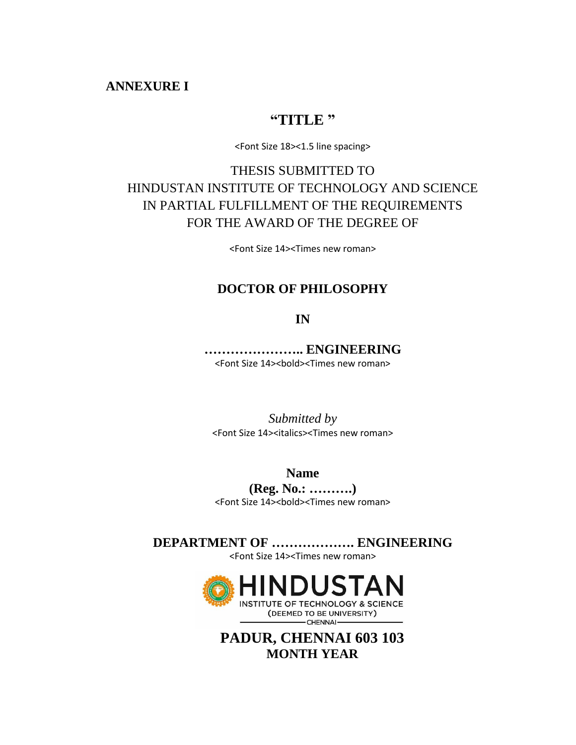**ANNEXURE I**

# "TITLE "

<Font Size 18><1.5 line spacing>

THESIS SUBMITTED TO
HINDUSTAN INSTITUTE OF TECHNOLOGY AND SCIENCE
IN PARTIAL FULFILLMENT OF THE REQUIREMENTS
FOR THE AWARD OF THE DEGREE OF

<Font Size 14><Times new roman>

**DOCTOR OF PHILOSOPHY**

**IN**

**………………….. ENGINEERING**

<Font Size 14><bold><Times new roman>

*Submitted by*

<Font Size 14><italics><Times new roman>

**Name**

**(Reg. No.: ……….)**

<Font Size 14><bold><Times new roman>

**DEPARTMENT OF ………………. ENGINEERING**

<Font Size 14><Times new roman>

HINDUSTAN
INSTITUTE OF TECHNOLOGY & SCIENCE
(DEEMED TO BE UNIVERSITY)
CHENNAI

**PADUR, CHENNAI 603 103**

**MONTH YEAR**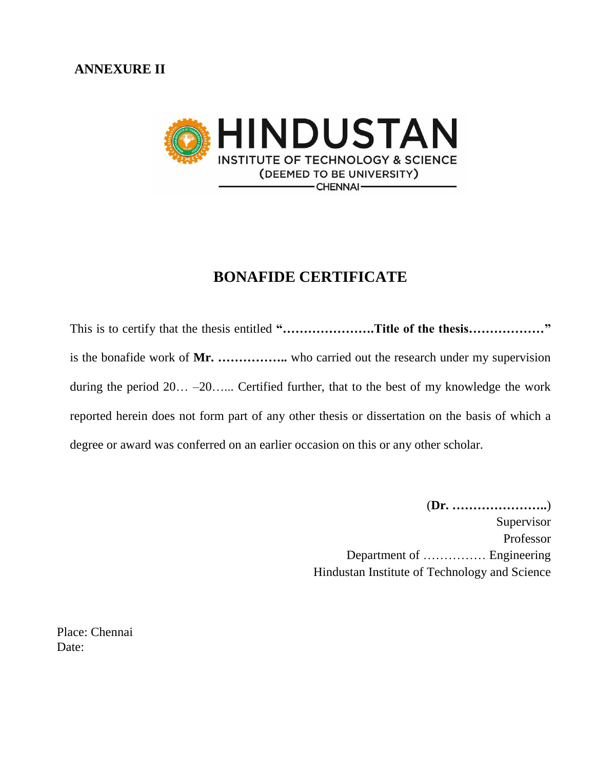**ANNEXURE II**

HINDUSTAN
INSTITUTE OF TECHNOLOGY & SCIENCE
(DEEMED TO BE UNIVERSITY)
CHENNAI

## BONAFIDE CERTIFICATE

This is to certify that the thesis entitled **"………………….Title of the thesis………………"** is the bonafide work of **Mr. ……………..** who carried out the research under my supervision during the period 20… –20….. Certified further, that to the best of my knowledge the work reported herein does not form part of any other thesis or dissertation on the basis of which a degree or award was conferred on an earlier occasion on this or any other scholar.

(**Dr. …………………..**)
Supervisor
Professor
Department of …………… Engineering
Hindustan Institute of Technology and Science

Place: Chennai
Date: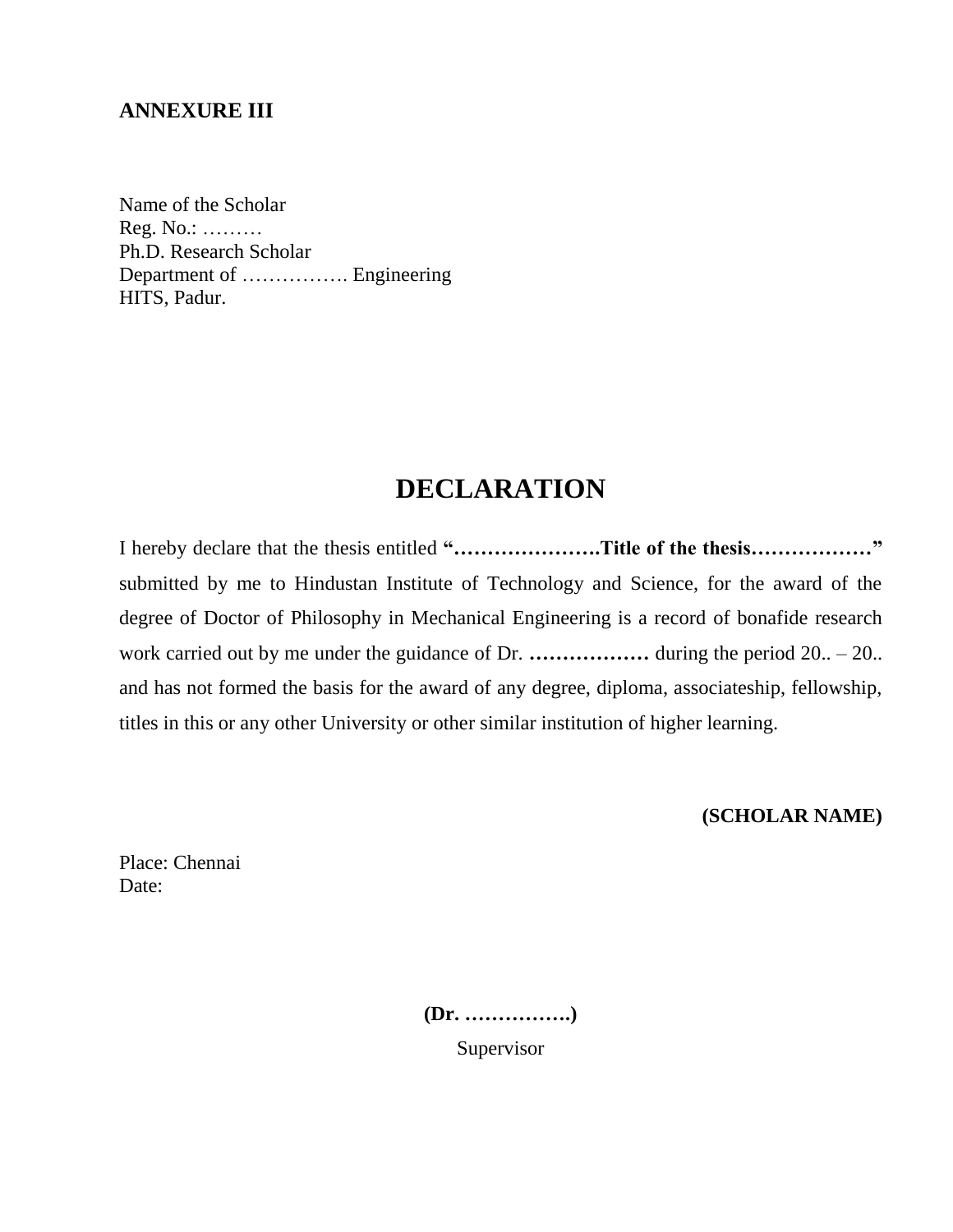**ANNEXURE III**

Name of the Scholar  
Reg. No.: ………  
Ph.D. Research Scholar  
Department of ……………. Engineering  
HITS, Padur.

# DECLARATION

I hereby declare that the thesis entitled **"………………….Title of the thesis………………"** submitted by me to Hindustan Institute of Technology and Science, for the award of the degree of Doctor of Philosophy in Mechanical Engineering is a record of bonafide research work carried out by me under the guidance of Dr. **………………** during the period 20.. – 20.. and has not formed the basis for the award of any degree, diploma, associateship, fellowship, titles in this or any other University or other similar institution of higher learning.

**(SCHOLAR NAME)**

Place: Chennai  
Date:

**(Dr. …………….)**  
Supervisor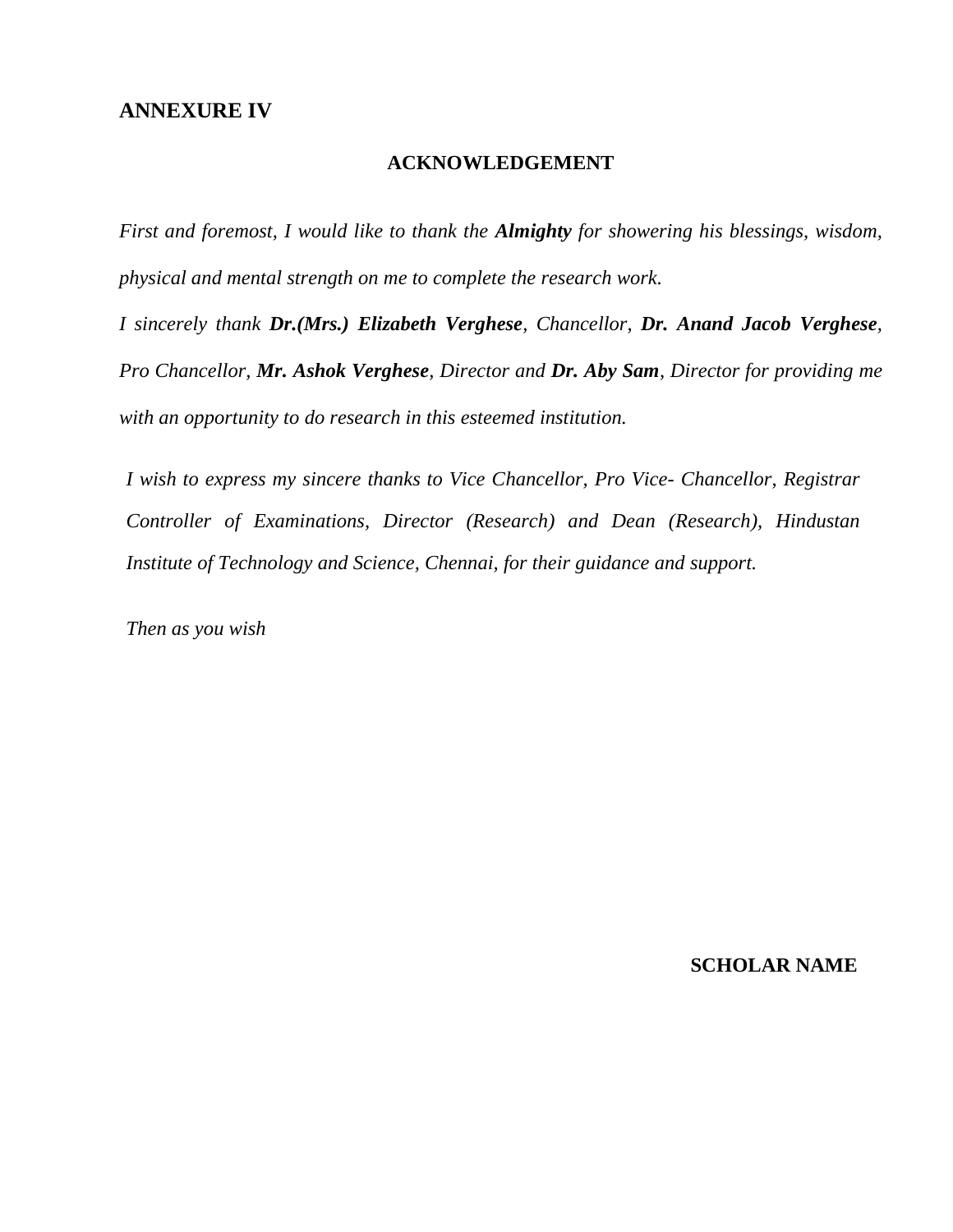**ANNEXURE IV**

## ACKNOWLEDGEMENT

*First and foremost, I would like to thank the* ***Almighty*** *for showering his blessings, wisdom, physical and mental strength on me to complete the research work.*

*I sincerely thank* ***Dr.(Mrs.) Elizabeth Verghese****, Chancellor,* ***Dr. Anand Jacob Verghese****, Pro Chancellor,* ***Mr. Ashok Verghese****, Director and* ***Dr. Aby Sam****, Director for providing me with an opportunity to do research in this esteemed institution.*

*I wish to express my sincere thanks to Vice Chancellor, Pro Vice- Chancellor, Registrar Controller of Examinations, Director (Research) and Dean (Research), Hindustan Institute of Technology and Science, Chennai, for their guidance and support.*

*Then as you wish*

**SCHOLAR NAME**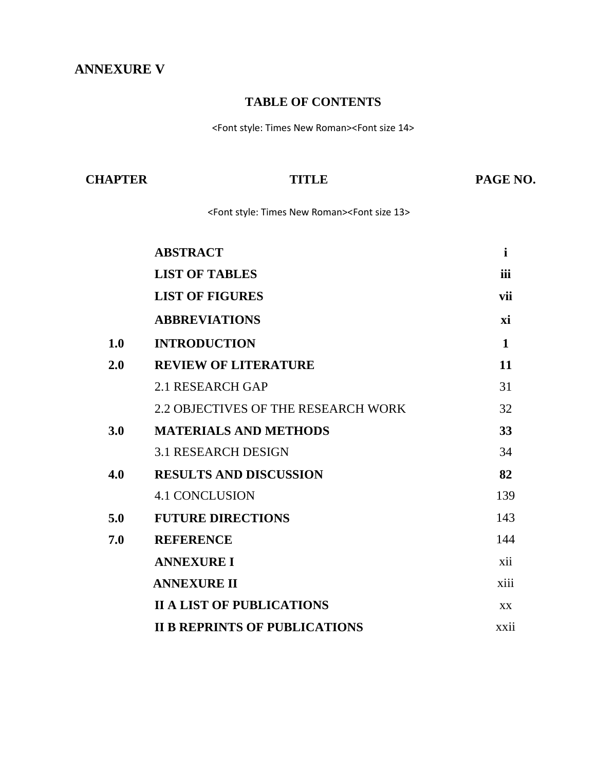**ANNEXURE V**

# TABLE OF CONTENTS

<Font style: Times New Roman><Font size 14>

| CHAPTER | TITLE | PAGE NO. |
|---|---|---|
| | <Font style: Times New Roman><Font size 13> | |
| | **ABSTRACT** | **i** |
| | **LIST OF TABLES** | **iii** |
| | **LIST OF FIGURES** | **vii** |
| | **ABBREVIATIONS** | **xi** |
| **1.0** | **INTRODUCTION** | **1** |
| **2.0** | **REVIEW OF LITERATURE** | **11** |
| | 2.1 RESEARCH GAP | 31 |
| | 2.2 OBJECTIVES OF THE RESEARCH WORK | 32 |
| **3.0** | **MATERIALS AND METHODS** | **33** |
| | 3.1 RESEARCH DESIGN | 34 |
| **4.0** | **RESULTS AND DISCUSSION** | **82** |
| | 4.1 CONCLUSION | 139 |
| **5.0** | **FUTURE DIRECTIONS** | 143 |
| **7.0** | **REFERENCE** | 144 |
| | **ANNEXURE I** | xii |
| | **ANNEXURE II** | xiii |
| | **II A LIST OF PUBLICATIONS** | xx |
| | **II B REPRINTS OF PUBLICATIONS** | xxii |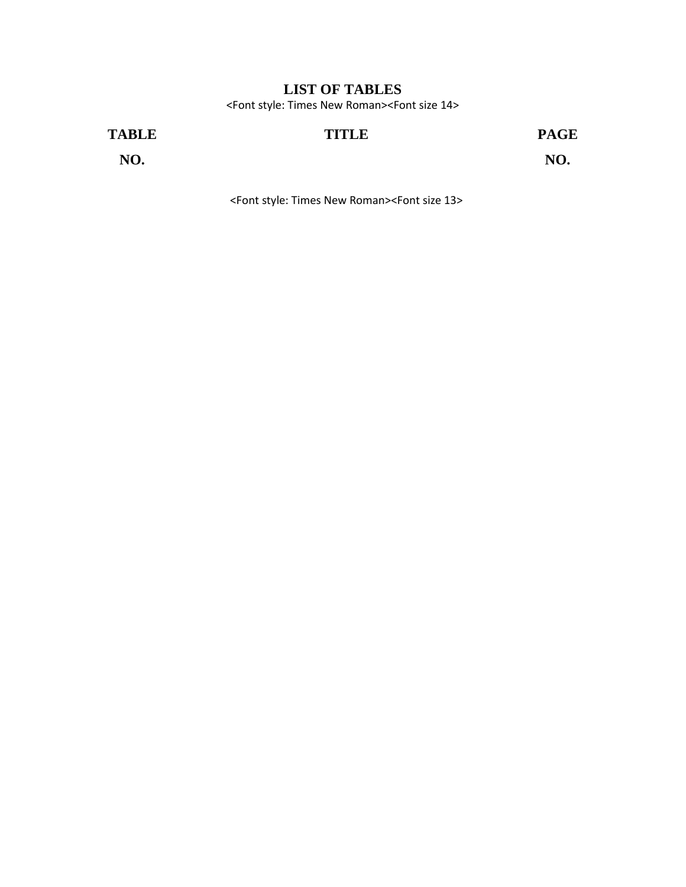# LIST OF TABLES

<Font style: Times New Roman><Font size 14>

| TABLE NO. | TITLE | PAGE NO. |
| --- | --- | --- |

<Font style: Times New Roman><Font size 13>